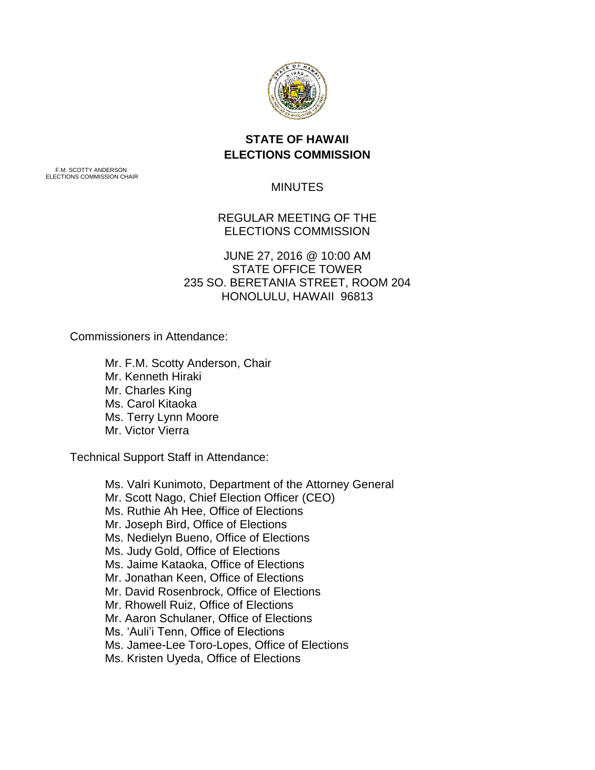# STATE OF HAWAII
# ELECTIONS COMMISSION

F.M. SCOTTY ANDERSON
ELECTIONS COMMISSION CHAIR

MINUTES

REGULAR MEETING OF THE
ELECTIONS COMMISSION

JUNE 27, 2016 @ 10:00 AM
STATE OFFICE TOWER
235 SO. BERETANIA STREET, ROOM 204
HONOLULU, HAWAII 96813

Commissioners in Attendance:

- Mr. F.M. Scotty Anderson, Chair
- Mr. Kenneth Hiraki
- Mr. Charles King
- Ms. Carol Kitaoka
- Ms. Terry Lynn Moore
- Mr. Victor Vierra

Technical Support Staff in Attendance:

- Ms. Valri Kunimoto, Department of the Attorney General
- Mr. Scott Nago, Chief Election Officer (CEO)
- Ms. Ruthie Ah Hee, Office of Elections
- Mr. Joseph Bird, Office of Elections
- Ms. Nedielyn Bueno, Office of Elections
- Ms. Judy Gold, Office of Elections
- Ms. Jaime Kataoka, Office of Elections
- Mr. Jonathan Keen, Office of Elections
- Mr. David Rosenbrock, Office of Elections
- Mr. Rhowell Ruiz, Office of Elections
- Mr. Aaron Schulaner, Office of Elections
- Ms. 'Auli'i Tenn, Office of Elections
- Ms. Jamee-Lee Toro-Lopes, Office of Elections
- Ms. Kristen Uyeda, Office of Elections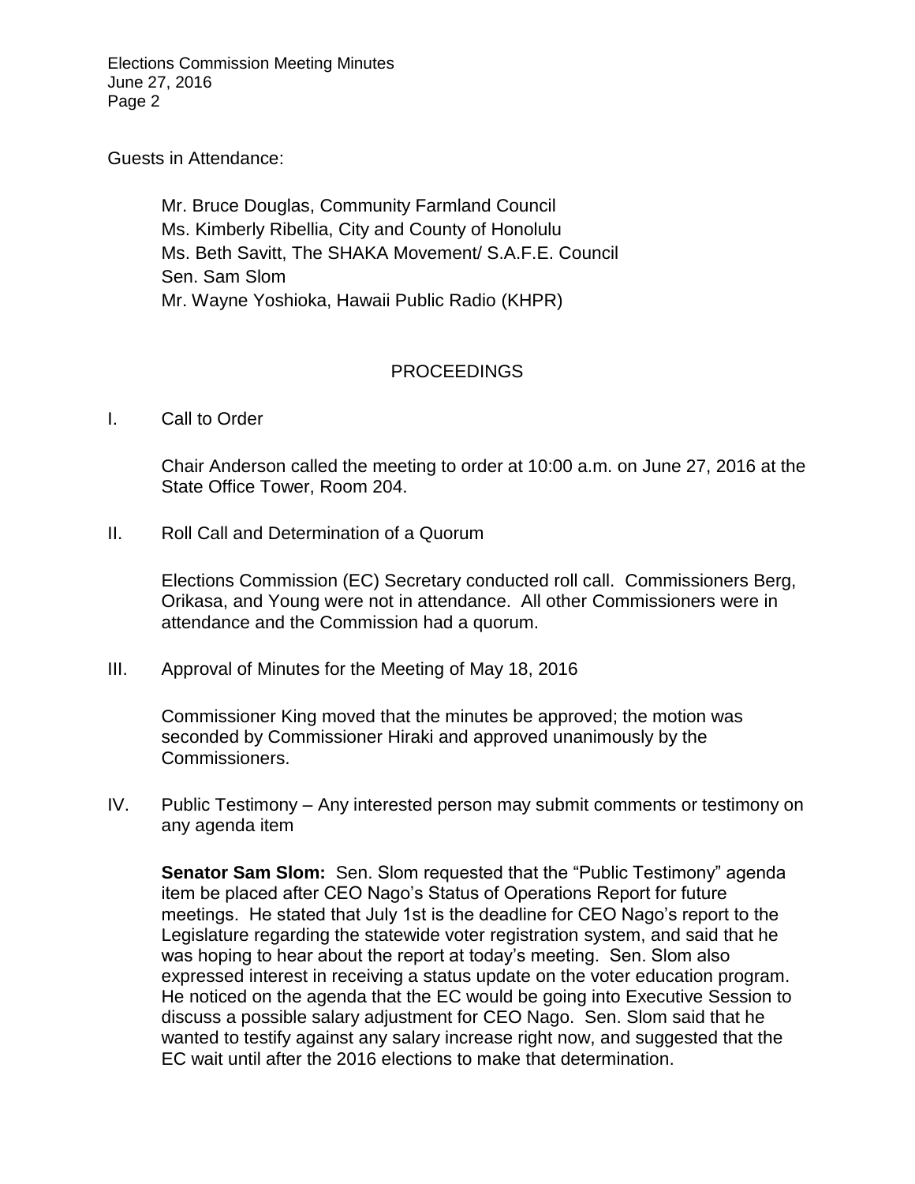Guests in Attendance:

Mr. Bruce Douglas, Community Farmland Council
Ms. Kimberly Ribellia, City and County of Honolulu
Ms. Beth Savitt, The SHAKA Movement/ S.A.F.E. Council
Sen. Sam Slom
Mr. Wayne Yoshioka, Hawaii Public Radio (KHPR)

## PROCEEDINGS

I. Call to Order

Chair Anderson called the meeting to order at 10:00 a.m. on June 27, 2016 at the State Office Tower, Room 204.

II. Roll Call and Determination of a Quorum

Elections Commission (EC) Secretary conducted roll call. Commissioners Berg, Orikasa, and Young were not in attendance. All other Commissioners were in attendance and the Commission had a quorum.

III. Approval of Minutes for the Meeting of May 18, 2016

Commissioner King moved that the minutes be approved; the motion was seconded by Commissioner Hiraki and approved unanimously by the Commissioners.

IV. Public Testimony – Any interested person may submit comments or testimony on any agenda item

**Senator Sam Slom:** Sen. Slom requested that the "Public Testimony" agenda item be placed after CEO Nago's Status of Operations Report for future meetings. He stated that July 1st is the deadline for CEO Nago's report to the Legislature regarding the statewide voter registration system, and said that he was hoping to hear about the report at today's meeting. Sen. Slom also expressed interest in receiving a status update on the voter education program. He noticed on the agenda that the EC would be going into Executive Session to discuss a possible salary adjustment for CEO Nago. Sen. Slom said that he wanted to testify against any salary increase right now, and suggested that the EC wait until after the 2016 elections to make that determination.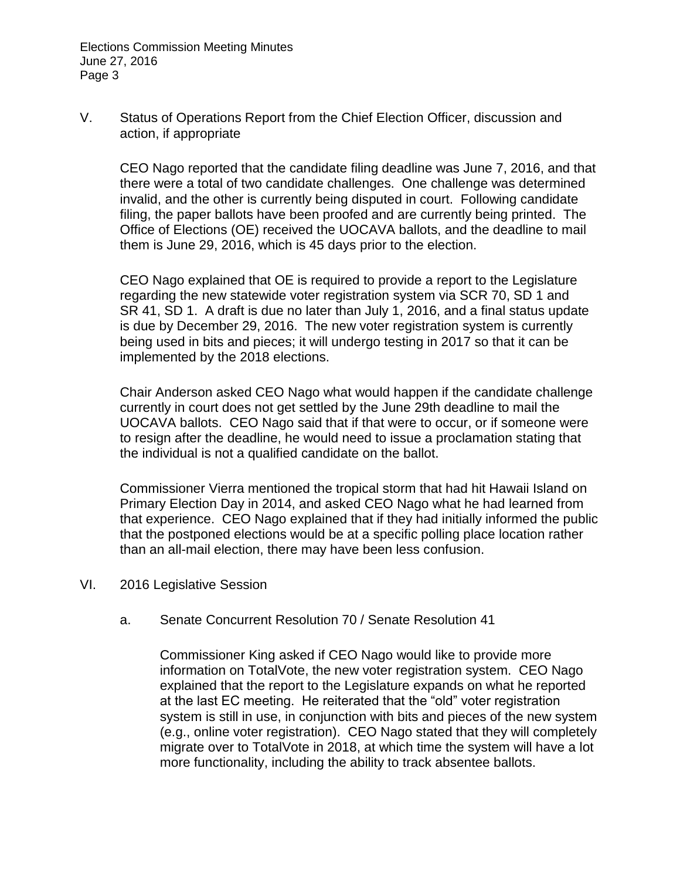V. Status of Operations Report from the Chief Election Officer, discussion and action, if appropriate

CEO Nago reported that the candidate filing deadline was June 7, 2016, and that there were a total of two candidate challenges. One challenge was determined invalid, and the other is currently being disputed in court. Following candidate filing, the paper ballots have been proofed and are currently being printed. The Office of Elections (OE) received the UOCAVA ballots, and the deadline to mail them is June 29, 2016, which is 45 days prior to the election.

CEO Nago explained that OE is required to provide a report to the Legislature regarding the new statewide voter registration system via SCR 70, SD 1 and SR 41, SD 1. A draft is due no later than July 1, 2016, and a final status update is due by December 29, 2016. The new voter registration system is currently being used in bits and pieces; it will undergo testing in 2017 so that it can be implemented by the 2018 elections.

Chair Anderson asked CEO Nago what would happen if the candidate challenge currently in court does not get settled by the June 29th deadline to mail the UOCAVA ballots. CEO Nago said that if that were to occur, or if someone were to resign after the deadline, he would need to issue a proclamation stating that the individual is not a qualified candidate on the ballot.

Commissioner Vierra mentioned the tropical storm that had hit Hawaii Island on Primary Election Day in 2014, and asked CEO Nago what he had learned from that experience. CEO Nago explained that if they had initially informed the public that the postponed elections would be at a specific polling place location rather than an all-mail election, there may have been less confusion.

VI. 2016 Legislative Session

a. Senate Concurrent Resolution 70 / Senate Resolution 41

Commissioner King asked if CEO Nago would like to provide more information on TotalVote, the new voter registration system. CEO Nago explained that the report to the Legislature expands on what he reported at the last EC meeting. He reiterated that the "old" voter registration system is still in use, in conjunction with bits and pieces of the new system (e.g., online voter registration). CEO Nago stated that they will completely migrate over to TotalVote in 2018, at which time the system will have a lot more functionality, including the ability to track absentee ballots.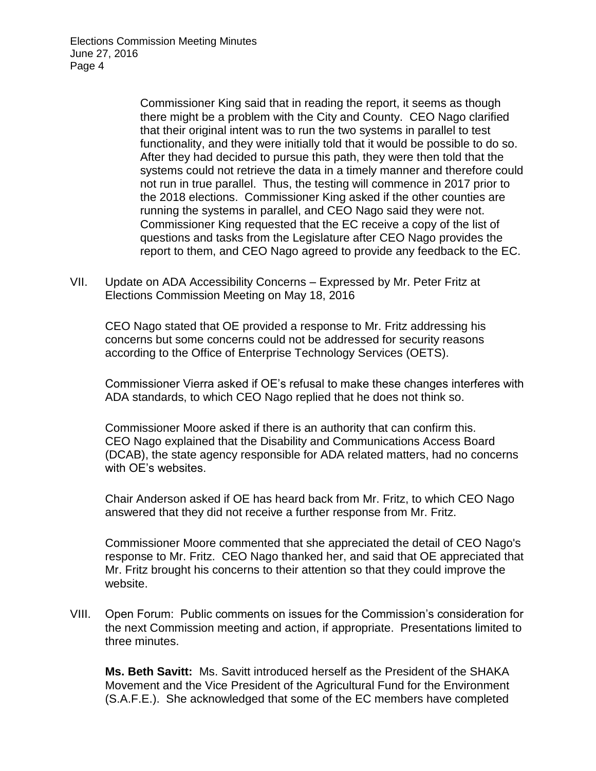Commissioner King said that in reading the report, it seems as though there might be a problem with the City and County. CEO Nago clarified that their original intent was to run the two systems in parallel to test functionality, and they were initially told that it would be possible to do so. After they had decided to pursue this path, they were then told that the systems could not retrieve the data in a timely manner and therefore could not run in true parallel. Thus, the testing will commence in 2017 prior to the 2018 elections. Commissioner King asked if the other counties are running the systems in parallel, and CEO Nago said they were not. Commissioner King requested that the EC receive a copy of the list of questions and tasks from the Legislature after CEO Nago provides the report to them, and CEO Nago agreed to provide any feedback to the EC.

VII. Update on ADA Accessibility Concerns – Expressed by Mr. Peter Fritz at Elections Commission Meeting on May 18, 2016

CEO Nago stated that OE provided a response to Mr. Fritz addressing his concerns but some concerns could not be addressed for security reasons according to the Office of Enterprise Technology Services (OETS).

Commissioner Vierra asked if OE's refusal to make these changes interferes with ADA standards, to which CEO Nago replied that he does not think so.

Commissioner Moore asked if there is an authority that can confirm this. CEO Nago explained that the Disability and Communications Access Board (DCAB), the state agency responsible for ADA related matters, had no concerns with OE's websites.

Chair Anderson asked if OE has heard back from Mr. Fritz, to which CEO Nago answered that they did not receive a further response from Mr. Fritz.

Commissioner Moore commented that she appreciated the detail of CEO Nago's response to Mr. Fritz. CEO Nago thanked her, and said that OE appreciated that Mr. Fritz brought his concerns to their attention so that they could improve the website.

VIII. Open Forum: Public comments on issues for the Commission's consideration for the next Commission meeting and action, if appropriate. Presentations limited to three minutes.

**Ms. Beth Savitt:** Ms. Savitt introduced herself as the President of the SHAKA Movement and the Vice President of the Agricultural Fund for the Environment (S.A.F.E.). She acknowledged that some of the EC members have completed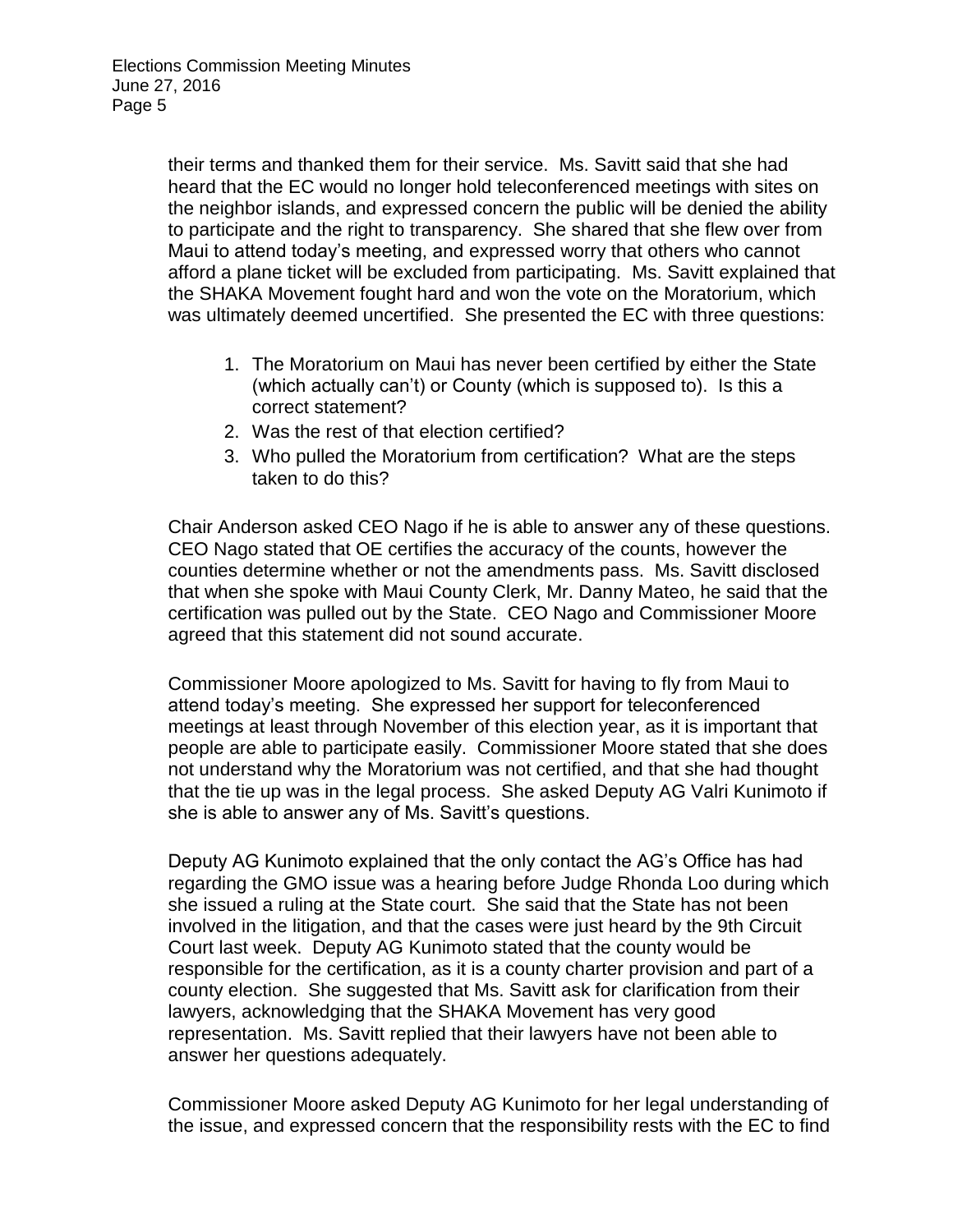their terms and thanked them for their service. Ms. Savitt said that she had heard that the EC would no longer hold teleconferenced meetings with sites on the neighbor islands, and expressed concern the public will be denied the ability to participate and the right to transparency. She shared that she flew over from Maui to attend today's meeting, and expressed worry that others who cannot afford a plane ticket will be excluded from participating. Ms. Savitt explained that the SHAKA Movement fought hard and won the vote on the Moratorium, which was ultimately deemed uncertified. She presented the EC with three questions:

1. The Moratorium on Maui has never been certified by either the State (which actually can't) or County (which is supposed to). Is this a correct statement?
2. Was the rest of that election certified?
3. Who pulled the Moratorium from certification? What are the steps taken to do this?

Chair Anderson asked CEO Nago if he is able to answer any of these questions. CEO Nago stated that OE certifies the accuracy of the counts, however the counties determine whether or not the amendments pass. Ms. Savitt disclosed that when she spoke with Maui County Clerk, Mr. Danny Mateo, he said that the certification was pulled out by the State. CEO Nago and Commissioner Moore agreed that this statement did not sound accurate.

Commissioner Moore apologized to Ms. Savitt for having to fly from Maui to attend today's meeting. She expressed her support for teleconferenced meetings at least through November of this election year, as it is important that people are able to participate easily. Commissioner Moore stated that she does not understand why the Moratorium was not certified, and that she had thought that the tie up was in the legal process. She asked Deputy AG Valri Kunimoto if she is able to answer any of Ms. Savitt's questions.

Deputy AG Kunimoto explained that the only contact the AG's Office has had regarding the GMO issue was a hearing before Judge Rhonda Loo during which she issued a ruling at the State court. She said that the State has not been involved in the litigation, and that the cases were just heard by the 9th Circuit Court last week. Deputy AG Kunimoto stated that the county would be responsible for the certification, as it is a county charter provision and part of a county election. She suggested that Ms. Savitt ask for clarification from their lawyers, acknowledging that the SHAKA Movement has very good representation. Ms. Savitt replied that their lawyers have not been able to answer her questions adequately.

Commissioner Moore asked Deputy AG Kunimoto for her legal understanding of the issue, and expressed concern that the responsibility rests with the EC to find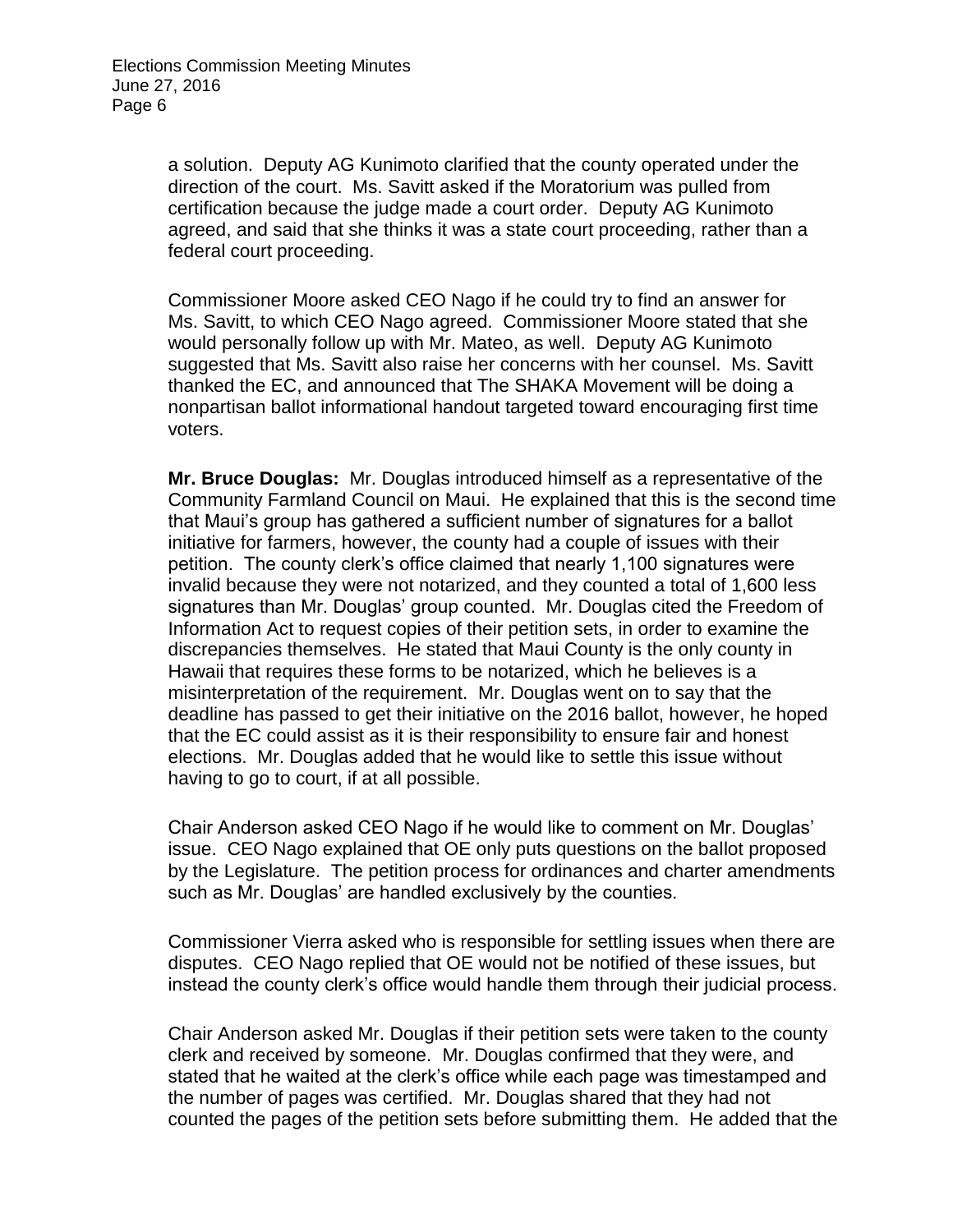a solution. Deputy AG Kunimoto clarified that the county operated under the direction of the court. Ms. Savitt asked if the Moratorium was pulled from certification because the judge made a court order. Deputy AG Kunimoto agreed, and said that she thinks it was a state court proceeding, rather than a federal court proceeding.

Commissioner Moore asked CEO Nago if he could try to find an answer for Ms. Savitt, to which CEO Nago agreed. Commissioner Moore stated that she would personally follow up with Mr. Mateo, as well. Deputy AG Kunimoto suggested that Ms. Savitt also raise her concerns with her counsel. Ms. Savitt thanked the EC, and announced that The SHAKA Movement will be doing a nonpartisan ballot informational handout targeted toward encouraging first time voters.

**Mr. Bruce Douglas:** Mr. Douglas introduced himself as a representative of the Community Farmland Council on Maui. He explained that this is the second time that Maui's group has gathered a sufficient number of signatures for a ballot initiative for farmers, however, the county had a couple of issues with their petition. The county clerk's office claimed that nearly 1,100 signatures were invalid because they were not notarized, and they counted a total of 1,600 less signatures than Mr. Douglas' group counted. Mr. Douglas cited the Freedom of Information Act to request copies of their petition sets, in order to examine the discrepancies themselves. He stated that Maui County is the only county in Hawaii that requires these forms to be notarized, which he believes is a misinterpretation of the requirement. Mr. Douglas went on to say that the deadline has passed to get their initiative on the 2016 ballot, however, he hoped that the EC could assist as it is their responsibility to ensure fair and honest elections. Mr. Douglas added that he would like to settle this issue without having to go to court, if at all possible.

Chair Anderson asked CEO Nago if he would like to comment on Mr. Douglas' issue. CEO Nago explained that OE only puts questions on the ballot proposed by the Legislature. The petition process for ordinances and charter amendments such as Mr. Douglas' are handled exclusively by the counties.

Commissioner Vierra asked who is responsible for settling issues when there are disputes. CEO Nago replied that OE would not be notified of these issues, but instead the county clerk's office would handle them through their judicial process.

Chair Anderson asked Mr. Douglas if their petition sets were taken to the county clerk and received by someone. Mr. Douglas confirmed that they were, and stated that he waited at the clerk's office while each page was timestamped and the number of pages was certified. Mr. Douglas shared that they had not counted the pages of the petition sets before submitting them. He added that the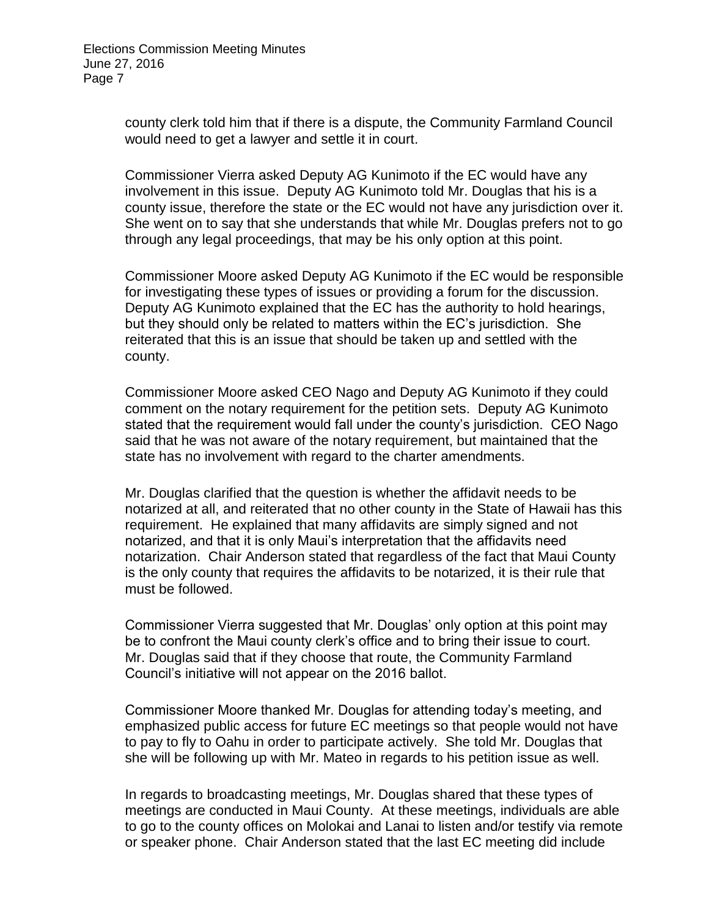county clerk told him that if there is a dispute, the Community Farmland Council would need to get a lawyer and settle it in court.

Commissioner Vierra asked Deputy AG Kunimoto if the EC would have any involvement in this issue. Deputy AG Kunimoto told Mr. Douglas that his is a county issue, therefore the state or the EC would not have any jurisdiction over it. She went on to say that she understands that while Mr. Douglas prefers not to go through any legal proceedings, that may be his only option at this point.

Commissioner Moore asked Deputy AG Kunimoto if the EC would be responsible for investigating these types of issues or providing a forum for the discussion. Deputy AG Kunimoto explained that the EC has the authority to hold hearings, but they should only be related to matters within the EC's jurisdiction. She reiterated that this is an issue that should be taken up and settled with the county.

Commissioner Moore asked CEO Nago and Deputy AG Kunimoto if they could comment on the notary requirement for the petition sets. Deputy AG Kunimoto stated that the requirement would fall under the county's jurisdiction. CEO Nago said that he was not aware of the notary requirement, but maintained that the state has no involvement with regard to the charter amendments.

Mr. Douglas clarified that the question is whether the affidavit needs to be notarized at all, and reiterated that no other county in the State of Hawaii has this requirement. He explained that many affidavits are simply signed and not notarized, and that it is only Maui's interpretation that the affidavits need notarization. Chair Anderson stated that regardless of the fact that Maui County is the only county that requires the affidavits to be notarized, it is their rule that must be followed.

Commissioner Vierra suggested that Mr. Douglas' only option at this point may be to confront the Maui county clerk's office and to bring their issue to court. Mr. Douglas said that if they choose that route, the Community Farmland Council's initiative will not appear on the 2016 ballot.

Commissioner Moore thanked Mr. Douglas for attending today's meeting, and emphasized public access for future EC meetings so that people would not have to pay to fly to Oahu in order to participate actively. She told Mr. Douglas that she will be following up with Mr. Mateo in regards to his petition issue as well.

In regards to broadcasting meetings, Mr. Douglas shared that these types of meetings are conducted in Maui County. At these meetings, individuals are able to go to the county offices on Molokai and Lanai to listen and/or testify via remote or speaker phone. Chair Anderson stated that the last EC meeting did include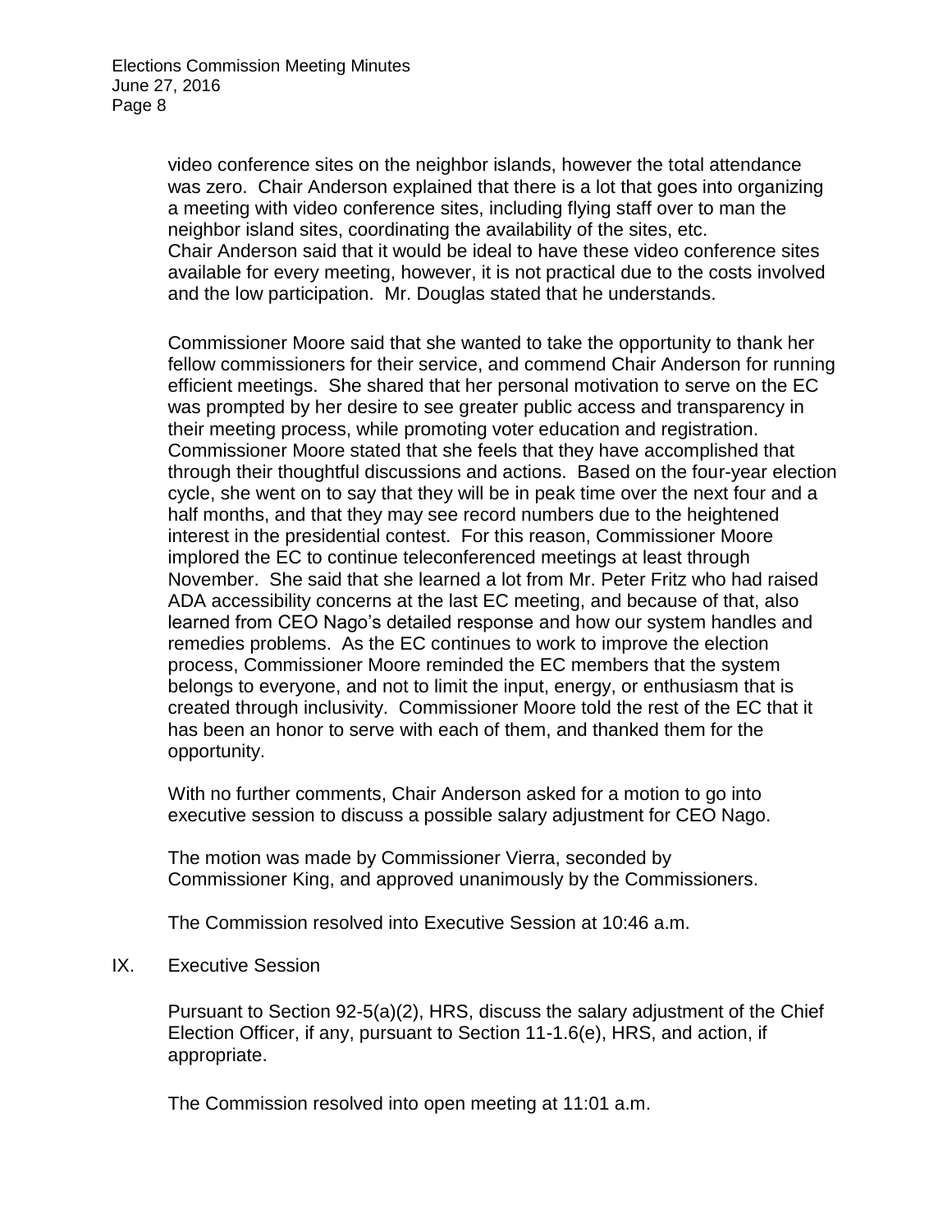video conference sites on the neighbor islands, however the total attendance was zero. Chair Anderson explained that there is a lot that goes into organizing a meeting with video conference sites, including flying staff over to man the neighbor island sites, coordinating the availability of the sites, etc. Chair Anderson said that it would be ideal to have these video conference sites available for every meeting, however, it is not practical due to the costs involved and the low participation. Mr. Douglas stated that he understands.

Commissioner Moore said that she wanted to take the opportunity to thank her fellow commissioners for their service, and commend Chair Anderson for running efficient meetings. She shared that her personal motivation to serve on the EC was prompted by her desire to see greater public access and transparency in their meeting process, while promoting voter education and registration. Commissioner Moore stated that she feels that they have accomplished that through their thoughtful discussions and actions. Based on the four-year election cycle, she went on to say that they will be in peak time over the next four and a half months, and that they may see record numbers due to the heightened interest in the presidential contest. For this reason, Commissioner Moore implored the EC to continue teleconferenced meetings at least through November. She said that she learned a lot from Mr. Peter Fritz who had raised ADA accessibility concerns at the last EC meeting, and because of that, also learned from CEO Nago's detailed response and how our system handles and remedies problems. As the EC continues to work to improve the election process, Commissioner Moore reminded the EC members that the system belongs to everyone, and not to limit the input, energy, or enthusiasm that is created through inclusivity. Commissioner Moore told the rest of the EC that it has been an honor to serve with each of them, and thanked them for the opportunity.

With no further comments, Chair Anderson asked for a motion to go into executive session to discuss a possible salary adjustment for CEO Nago.

The motion was made by Commissioner Vierra, seconded by Commissioner King, and approved unanimously by the Commissioners.

The Commission resolved into Executive Session at 10:46 a.m.

## IX. Executive Session

Pursuant to Section 92-5(a)(2), HRS, discuss the salary adjustment of the Chief Election Officer, if any, pursuant to Section 11-1.6(e), HRS, and action, if appropriate.

The Commission resolved into open meeting at 11:01 a.m.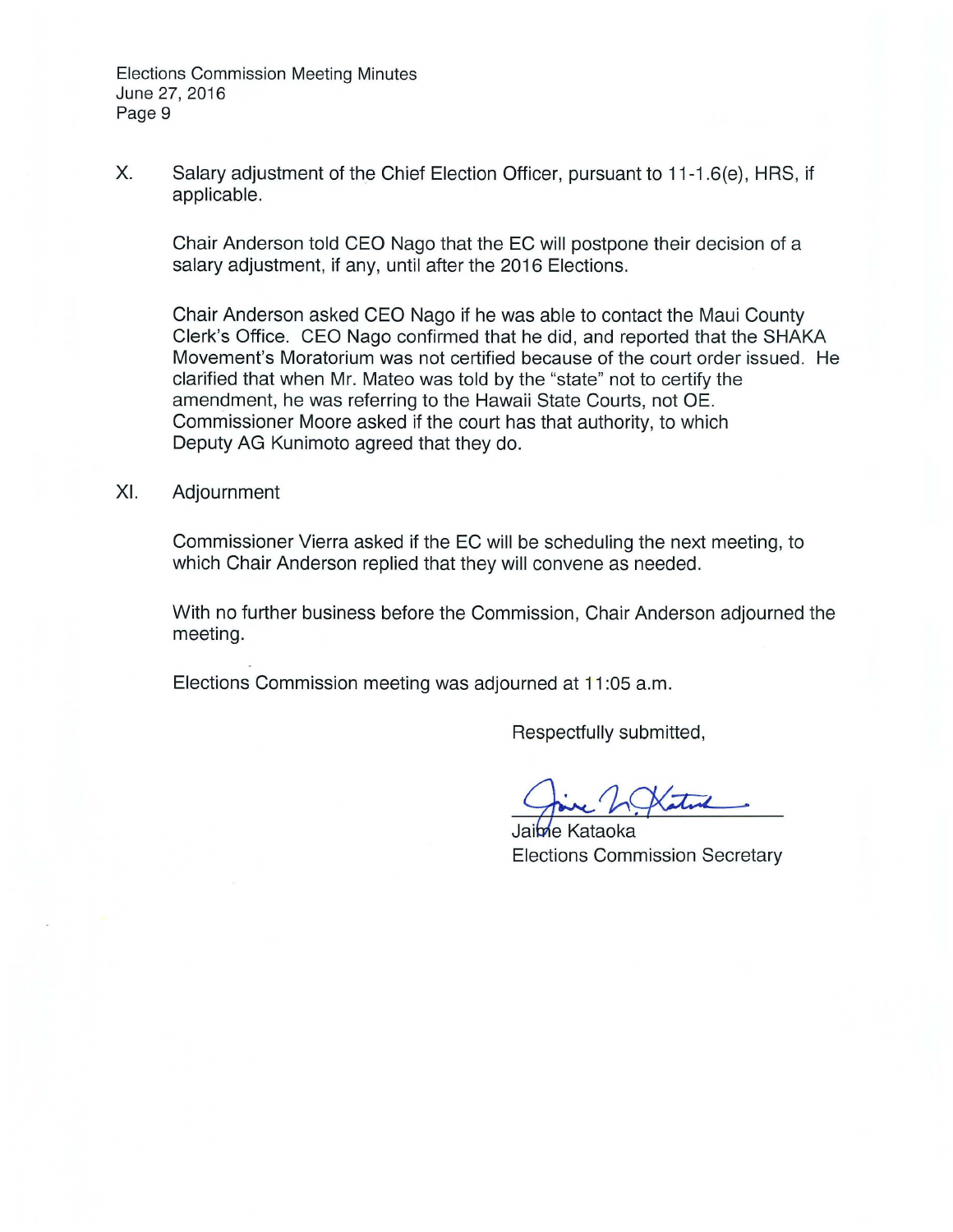X. Salary adjustment of the Chief Election Officer, pursuant to 11-1.6(e), HRS, if applicable.

Chair Anderson told CEO Nago that the EC will postpone their decision of a salary adjustment, if any, until after the 2016 Elections.

Chair Anderson asked CEO Nago if he was able to contact the Maui County Clerk's Office. CEO Nago confirmed that he did, and reported that the SHAKA Movement's Moratorium was not certified because of the court order issued. He clarified that when Mr. Mateo was told by the "state" not to certify the amendment, he was referring to the Hawaii State Courts, not OE. Commissioner Moore asked if the court has that authority, to which Deputy AG Kunimoto agreed that they do.

XI. Adjournment

Commissioner Vierra asked if the EC will be scheduling the next meeting, to which Chair Anderson replied that they will convene as needed.

With no further business before the Commission, Chair Anderson adjourned the meeting.

Elections Commission meeting was adjourned at 11:05 a.m.

Respectfully submitted,

Jaime Kataoka
Elections Commission Secretary